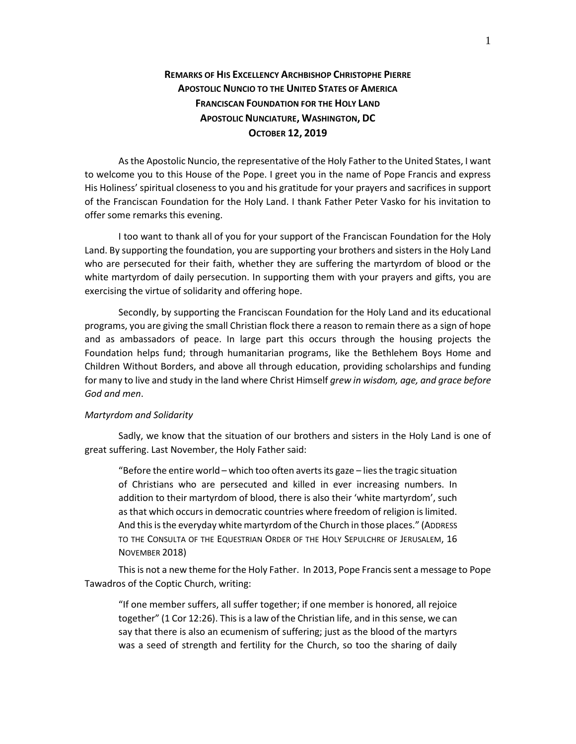# **Remarks of His Excellency Archbishop Christophe Pierre**
## **Apostolic Nuncio to the United States of America**
## **Franciscan Foundation for the Holy Land**
## **Apostolic Nunciature, Washington, DC**
## **October 12, 2019**

As the Apostolic Nuncio, the representative of the Holy Father to the United States, I want to welcome you to this House of the Pope. I greet you in the name of Pope Francis and express His Holiness' spiritual closeness to you and his gratitude for your prayers and sacrifices in support of the Franciscan Foundation for the Holy Land. I thank Father Peter Vasko for his invitation to offer some remarks this evening.

I too want to thank all of you for your support of the Franciscan Foundation for the Holy Land. By supporting the foundation, you are supporting your brothers and sisters in the Holy Land who are persecuted for their faith, whether they are suffering the martyrdom of blood or the white martyrdom of daily persecution. In supporting them with your prayers and gifts, you are exercising the virtue of solidarity and offering hope.

Secondly, by supporting the Franciscan Foundation for the Holy Land and its educational programs, you are giving the small Christian flock there a reason to remain there as a sign of hope and as ambassadors of peace. In large part this occurs through the housing projects the Foundation helps fund; through humanitarian programs, like the Bethlehem Boys Home and Children Without Borders, and above all through education, providing scholarships and funding for many to live and study in the land where Christ Himself *grew in wisdom, age, and grace before God and men*.

*Martyrdom and Solidarity*

Sadly, we know that the situation of our brothers and sisters in the Holy Land is one of great suffering. Last November, the Holy Father said:

> "Before the entire world – which too often averts its gaze – lies the tragic situation of Christians who are persecuted and killed in ever increasing numbers. In addition to their martyrdom of blood, there is also their 'white martyrdom', such as that which occurs in democratic countries where freedom of religion is limited. And this is the everyday white martyrdom of the Church in those places." (Address to the Consulta of the Equestrian Order of the Holy Sepulchre of Jerusalem, 16 November 2018)

This is not a new theme for the Holy Father. In 2013, Pope Francis sent a message to Pope Tawadros of the Coptic Church, writing:

> "If one member suffers, all suffer together; if one member is honored, all rejoice together" (1 Cor 12:26). This is a law of the Christian life, and in this sense, we can say that there is also an ecumenism of suffering; just as the blood of the martyrs was a seed of strength and fertility for the Church, so too the sharing of daily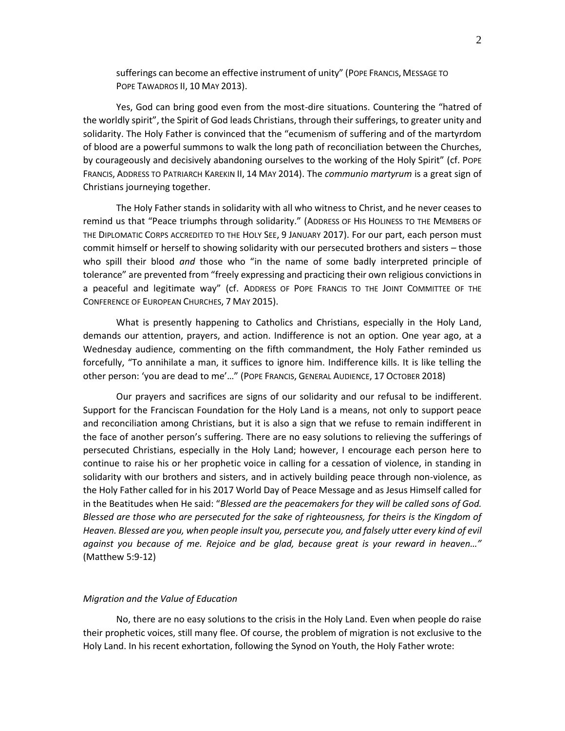sufferings can become an effective instrument of unity" (POPE FRANCIS, MESSAGE TO POPE TAWADROS II, 10 MAY 2013).

Yes, God can bring good even from the most-dire situations. Countering the "hatred of the worldly spirit", the Spirit of God leads Christians, through their sufferings, to greater unity and solidarity. The Holy Father is convinced that the "ecumenism of suffering and of the martyrdom of blood are a powerful summons to walk the long path of reconciliation between the Churches, by courageously and decisively abandoning ourselves to the working of the Holy Spirit" (cf. POPE FRANCIS, ADDRESS TO PATRIARCH KAREKIN II, 14 MAY 2014). The *communio martyrum* is a great sign of Christians journeying together.

The Holy Father stands in solidarity with all who witness to Christ, and he never ceases to remind us that "Peace triumphs through solidarity." (ADDRESS OF HIS HOLINESS TO THE MEMBERS OF THE DIPLOMATIC CORPS ACCREDITED TO THE HOLY SEE, 9 JANUARY 2017). For our part, each person must commit himself or herself to showing solidarity with our persecuted brothers and sisters – those who spill their blood *and* those who "in the name of some badly interpreted principle of tolerance" are prevented from "freely expressing and practicing their own religious convictions in a peaceful and legitimate way" (cf. ADDRESS OF POPE FRANCIS TO THE JOINT COMMITTEE OF THE CONFERENCE OF EUROPEAN CHURCHES, 7 MAY 2015).

What is presently happening to Catholics and Christians, especially in the Holy Land, demands our attention, prayers, and action. Indifference is not an option. One year ago, at a Wednesday audience, commenting on the fifth commandment, the Holy Father reminded us forcefully, "To annihilate a man, it suffices to ignore him. Indifference kills. It is like telling the other person: 'you are dead to me'…" (POPE FRANCIS, GENERAL AUDIENCE, 17 OCTOBER 2018)

Our prayers and sacrifices are signs of our solidarity and our refusal to be indifferent. Support for the Franciscan Foundation for the Holy Land is a means, not only to support peace and reconciliation among Christians, but it is also a sign that we refuse to remain indifferent in the face of another person's suffering. There are no easy solutions to relieving the sufferings of persecuted Christians, especially in the Holy Land; however, I encourage each person here to continue to raise his or her prophetic voice in calling for a cessation of violence, in standing in solidarity with our brothers and sisters, and in actively building peace through non-violence, as the Holy Father called for in his 2017 World Day of Peace Message and as Jesus Himself called for in the Beatitudes when He said: "*Blessed are the peacemakers for they will be called sons of God. Blessed are those who are persecuted for the sake of righteousness, for theirs is the Kingdom of Heaven. Blessed are you, when people insult you, persecute you, and falsely utter every kind of evil against you because of me. Rejoice and be glad, because great is your reward in heaven…"* (Matthew 5:9-12)

*Migration and the Value of Education*

No, there are no easy solutions to the crisis in the Holy Land. Even when people do raise their prophetic voices, still many flee. Of course, the problem of migration is not exclusive to the Holy Land. In his recent exhortation, following the Synod on Youth, the Holy Father wrote: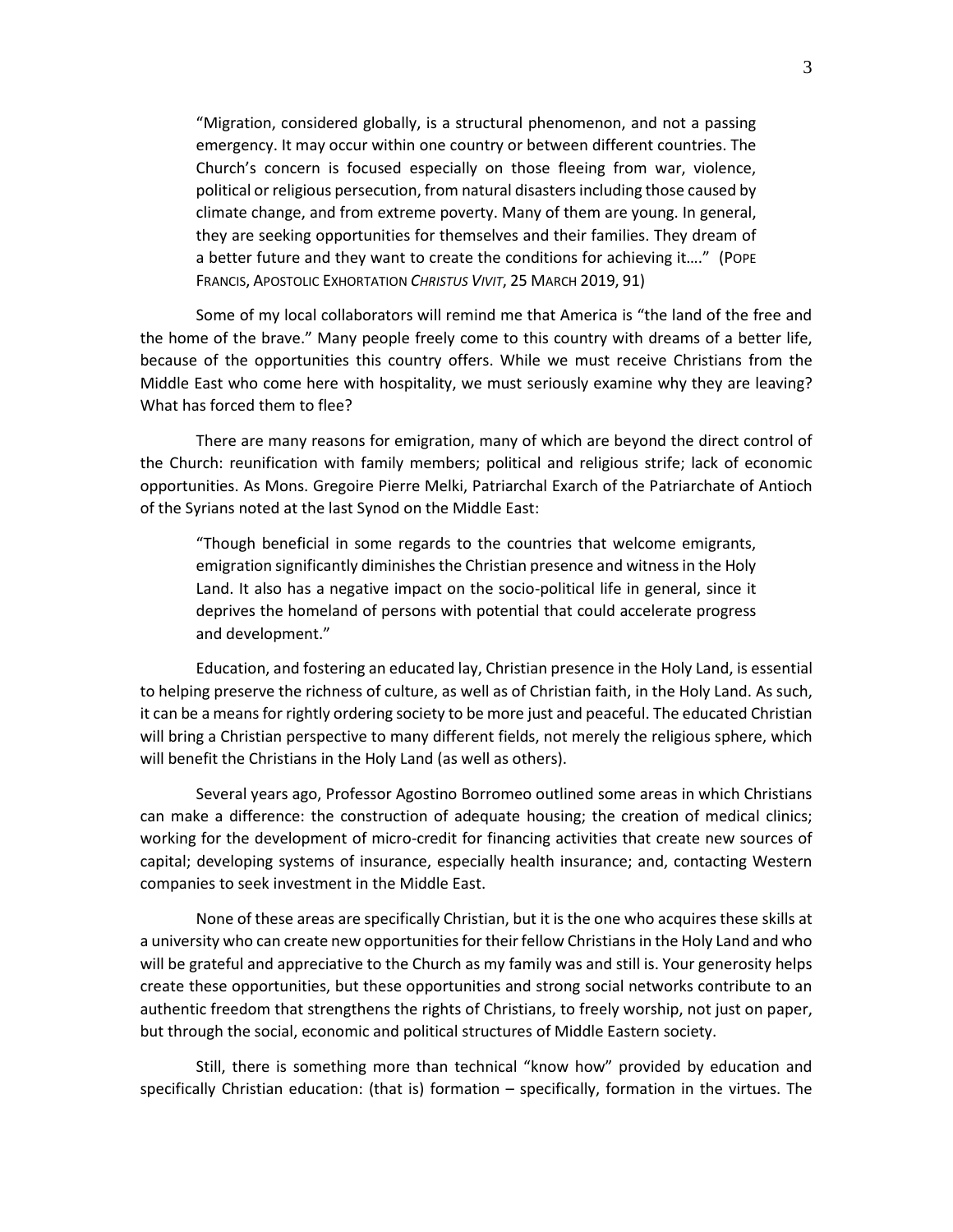> "Migration, considered globally, is a structural phenomenon, and not a passing emergency. It may occur within one country or between different countries. The Church's concern is focused especially on those fleeing from war, violence, political or religious persecution, from natural disasters including those caused by climate change, and from extreme poverty. Many of them are young. In general, they are seeking opportunities for themselves and their families. They dream of a better future and they want to create the conditions for achieving it…." (Pope Francis, Apostolic Exhortation *Christus Vivit*, 25 March 2019, 91)

Some of my local collaborators will remind me that America is "the land of the free and the home of the brave." Many people freely come to this country with dreams of a better life, because of the opportunities this country offers. While we must receive Christians from the Middle East who come here with hospitality, we must seriously examine why they are leaving? What has forced them to flee?

There are many reasons for emigration, many of which are beyond the direct control of the Church: reunification with family members; political and religious strife; lack of economic opportunities. As Mons. Gregoire Pierre Melki, Patriarchal Exarch of the Patriarchate of Antioch of the Syrians noted at the last Synod on the Middle East:

> "Though beneficial in some regards to the countries that welcome emigrants, emigration significantly diminishes the Christian presence and witness in the Holy Land. It also has a negative impact on the socio-political life in general, since it deprives the homeland of persons with potential that could accelerate progress and development."

Education, and fostering an educated lay, Christian presence in the Holy Land, is essential to helping preserve the richness of culture, as well as of Christian faith, in the Holy Land. As such, it can be a means for rightly ordering society to be more just and peaceful. The educated Christian will bring a Christian perspective to many different fields, not merely the religious sphere, which will benefit the Christians in the Holy Land (as well as others).

Several years ago, Professor Agostino Borromeo outlined some areas in which Christians can make a difference: the construction of adequate housing; the creation of medical clinics; working for the development of micro-credit for financing activities that create new sources of capital; developing systems of insurance, especially health insurance; and, contacting Western companies to seek investment in the Middle East.

None of these areas are specifically Christian, but it is the one who acquires these skills at a university who can create new opportunities for their fellow Christians in the Holy Land and who will be grateful and appreciative to the Church as my family was and still is. Your generosity helps create these opportunities, but these opportunities and strong social networks contribute to an authentic freedom that strengthens the rights of Christians, to freely worship, not just on paper, but through the social, economic and political structures of Middle Eastern society.

Still, there is something more than technical "know how" provided by education and specifically Christian education: (that is) formation – specifically, formation in the virtues. The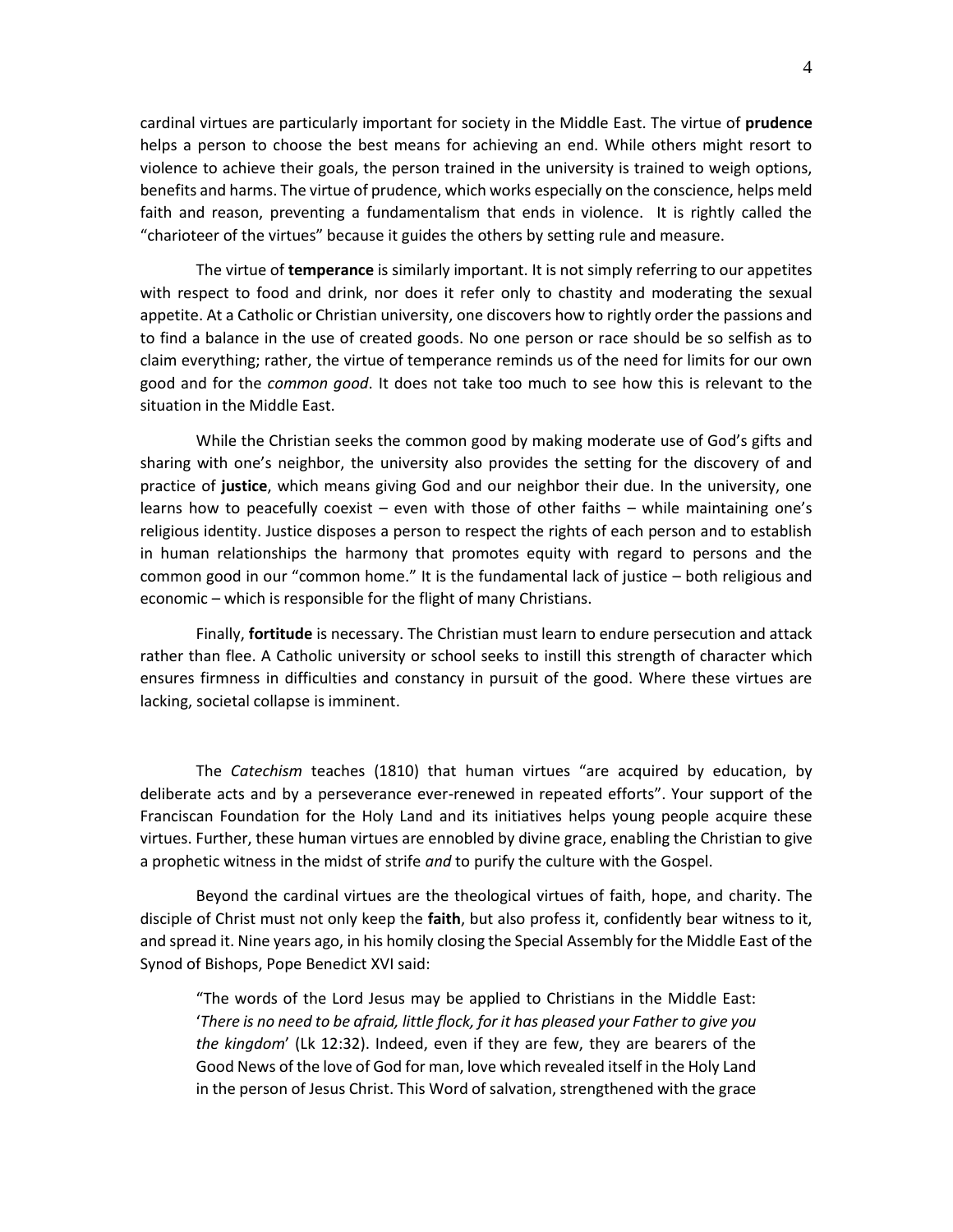cardinal virtues are particularly important for society in the Middle East. The virtue of **prudence** helps a person to choose the best means for achieving an end. While others might resort to violence to achieve their goals, the person trained in the university is trained to weigh options, benefits and harms. The virtue of prudence, which works especially on the conscience, helps meld faith and reason, preventing a fundamentalism that ends in violence. It is rightly called the "charioteer of the virtues" because it guides the others by setting rule and measure.

The virtue of **temperance** is similarly important. It is not simply referring to our appetites with respect to food and drink, nor does it refer only to chastity and moderating the sexual appetite. At a Catholic or Christian university, one discovers how to rightly order the passions and to find a balance in the use of created goods. No one person or race should be so selfish as to claim everything; rather, the virtue of temperance reminds us of the need for limits for our own good and for the *common good*. It does not take too much to see how this is relevant to the situation in the Middle East.

While the Christian seeks the common good by making moderate use of God's gifts and sharing with one's neighbor, the university also provides the setting for the discovery of and practice of **justice**, which means giving God and our neighbor their due. In the university, one learns how to peacefully coexist – even with those of other faiths – while maintaining one's religious identity. Justice disposes a person to respect the rights of each person and to establish in human relationships the harmony that promotes equity with regard to persons and the common good in our "common home." It is the fundamental lack of justice – both religious and economic – which is responsible for the flight of many Christians.

Finally, **fortitude** is necessary. The Christian must learn to endure persecution and attack rather than flee. A Catholic university or school seeks to instill this strength of character which ensures firmness in difficulties and constancy in pursuit of the good. Where these virtues are lacking, societal collapse is imminent.

The *Catechism* teaches (1810) that human virtues "are acquired by education, by deliberate acts and by a perseverance ever-renewed in repeated efforts". Your support of the Franciscan Foundation for the Holy Land and its initiatives helps young people acquire these virtues. Further, these human virtues are ennobled by divine grace, enabling the Christian to give a prophetic witness in the midst of strife *and* to purify the culture with the Gospel.

Beyond the cardinal virtues are the theological virtues of faith, hope, and charity. The disciple of Christ must not only keep the **faith**, but also profess it, confidently bear witness to it, and spread it. Nine years ago, in his homily closing the Special Assembly for the Middle East of the Synod of Bishops, Pope Benedict XVI said:

> "The words of the Lord Jesus may be applied to Christians in the Middle East: '*There is no need to be afraid, little flock, for it has pleased your Father to give you the kingdom*' (Lk 12:32). Indeed, even if they are few, they are bearers of the Good News of the love of God for man, love which revealed itself in the Holy Land in the person of Jesus Christ. This Word of salvation, strengthened with the grace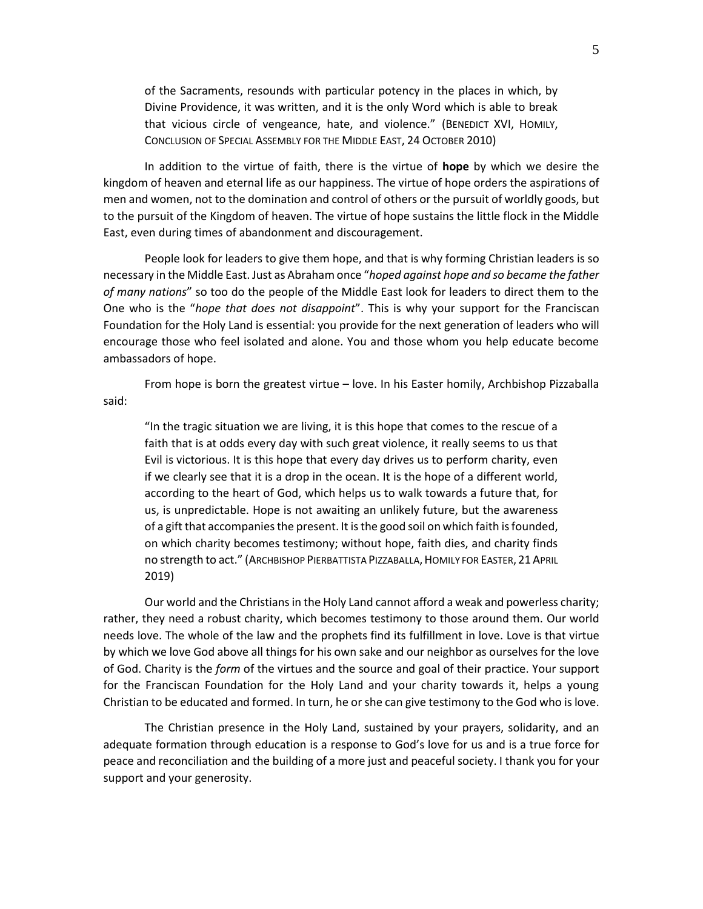> of the Sacraments, resounds with particular potency in the places in which, by Divine Providence, it was written, and it is the only Word which is able to break that vicious circle of vengeance, hate, and violence." (BENEDICT XVI, HOMILY, CONCLUSION OF SPECIAL ASSEMBLY FOR THE MIDDLE EAST, 24 OCTOBER 2010)

In addition to the virtue of faith, there is the virtue of **hope** by which we desire the kingdom of heaven and eternal life as our happiness. The virtue of hope orders the aspirations of men and women, not to the domination and control of others or the pursuit of worldly goods, but to the pursuit of the Kingdom of heaven. The virtue of hope sustains the little flock in the Middle East, even during times of abandonment and discouragement.

People look for leaders to give them hope, and that is why forming Christian leaders is so necessary in the Middle East. Just as Abraham once "*hoped against hope and so became the father of many nations*" so too do the people of the Middle East look for leaders to direct them to the One who is the "*hope that does not disappoint*". This is why your support for the Franciscan Foundation for the Holy Land is essential: you provide for the next generation of leaders who will encourage those who feel isolated and alone. You and those whom you help educate become ambassadors of hope.

From hope is born the greatest virtue – love. In his Easter homily, Archbishop Pizzaballa said:

> "In the tragic situation we are living, it is this hope that comes to the rescue of a faith that is at odds every day with such great violence, it really seems to us that Evil is victorious. It is this hope that every day drives us to perform charity, even if we clearly see that it is a drop in the ocean. It is the hope of a different world, according to the heart of God, which helps us to walk towards a future that, for us, is unpredictable. Hope is not awaiting an unlikely future, but the awareness of a gift that accompanies the present. It is the good soil on which faith is founded, on which charity becomes testimony; without hope, faith dies, and charity finds no strength to act." (ARCHBISHOP PIERBATTISTA PIZZABALLA, HOMILY FOR EASTER, 21 APRIL 2019)

Our world and the Christians in the Holy Land cannot afford a weak and powerless charity; rather, they need a robust charity, which becomes testimony to those around them. Our world needs love. The whole of the law and the prophets finds its fulfillment in love. Love is that virtue by which we love God above all things for his own sake and our neighbor as ourselves for the love of God. Charity is the *form* of the virtues and the source and goal of their practice. Your support for the Franciscan Foundation for the Holy Land and your charity towards it, helps a young Christian to be educated and formed. In turn, he or she can give testimony to the God who is love.

The Christian presence in the Holy Land, sustained by your prayers, solidarity, and an adequate formation through education is a response to God's love for us and is a true force for peace and reconciliation and the building of a more just and peaceful society. I thank you for your support and your generosity.